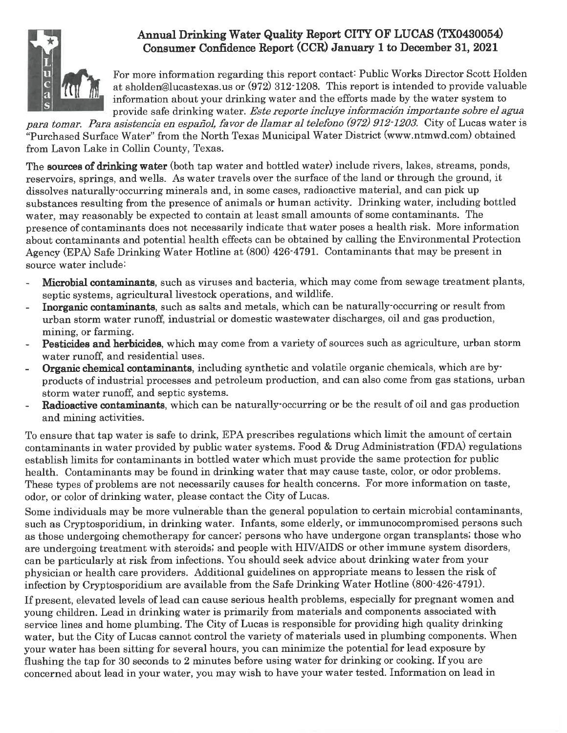# Annual Drinking Water Quality Report CITY OF LUCAS (TX0430054)
## Consumer Confidence Report (CCR) January 1 to December 31, 2021

For more information regarding this report contact: Public Works Director Scott Holden at sholden@lucastexas.us or (972) 312-1208. This report is intended to provide valuable information about your drinking water and the efforts made by the water system to provide safe drinking water. *Este reporte incluye información importante sobre el agua para tomar. Para asistencia en español, favor de llamar al telefono (972) 912-1203.* City of Lucas water is "Purchased Surface Water" from the North Texas Municipal Water District (www.ntmwd.com) obtained from Lavon Lake in Collin County, Texas.

The **sources of drinking water** (both tap water and bottled water) include rivers, lakes, streams, ponds, reservoirs, springs, and wells. As water travels over the surface of the land or through the ground, it dissolves naturally-occurring minerals and, in some cases, radioactive material, and can pick up substances resulting from the presence of animals or human activity. Drinking water, including bottled water, may reasonably be expected to contain at least small amounts of some contaminants. The presence of contaminants does not necessarily indicate that water poses a health risk. More information about contaminants and potential health effects can be obtained by calling the Environmental Protection Agency (EPA) Safe Drinking Water Hotline at (800) 426-4791. Contaminants that may be present in source water include:

- **Microbial contaminants**, such as viruses and bacteria, which may come from sewage treatment plants, septic systems, agricultural livestock operations, and wildlife.
- **Inorganic contaminants**, such as salts and metals, which can be naturally-occurring or result from urban storm water runoff, industrial or domestic wastewater discharges, oil and gas production, mining, or farming.
- **Pesticides and herbicides**, which may come from a variety of sources such as agriculture, urban storm water runoff, and residential uses.
- **Organic chemical contaminants**, including synthetic and volatile organic chemicals, which are by-products of industrial processes and petroleum production, and can also come from gas stations, urban storm water runoff, and septic systems.
- **Radioactive contaminants**, which can be naturally-occurring or be the result of oil and gas production and mining activities.

To ensure that tap water is safe to drink, EPA prescribes regulations which limit the amount of certain contaminants in water provided by public water systems. Food & Drug Administration (FDA) regulations establish limits for contaminants in bottled water which must provide the same protection for public health. Contaminants may be found in drinking water that may cause taste, color, or odor problems. These types of problems are not necessarily causes for health concerns. For more information on taste, odor, or color of drinking water, please contact the City of Lucas.

Some individuals may be more vulnerable than the general population to certain microbial contaminants, such as Cryptosporidium, in drinking water. Infants, some elderly, or immunocompromised persons such as those undergoing chemotherapy for cancer; persons who have undergone organ transplants; those who are undergoing treatment with steroids; and people with HIV/AIDS or other immune system disorders, can be particularly at risk from infections. You should seek advice about drinking water from your physician or health care providers. Additional guidelines on appropriate means to lessen the risk of infection by Cryptosporidium are available from the Safe Drinking Water Hotline (800-426-4791).

If present, elevated levels of lead can cause serious health problems, especially for pregnant women and young children. Lead in drinking water is primarily from materials and components associated with service lines and home plumbing. The City of Lucas is responsible for providing high quality drinking water, but the City of Lucas cannot control the variety of materials used in plumbing components. When your water has been sitting for several hours, you can minimize the potential for lead exposure by flushing the tap for 30 seconds to 2 minutes before using water for drinking or cooking. If you are concerned about lead in your water, you may wish to have your water tested. Information on lead in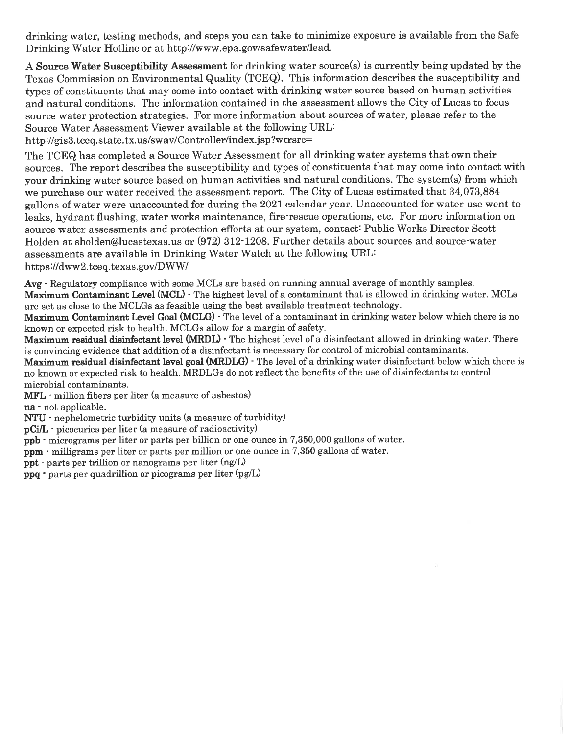drinking water, testing methods, and steps you can take to minimize exposure is available from the Safe Drinking Water Hotline or at http://www.epa.gov/safewater/lead.

A **Source Water Susceptibility Assessment** for drinking water source(s) is currently being updated by the Texas Commission on Environmental Quality (TCEQ). This information describes the susceptibility and types of constituents that may come into contact with drinking water source based on human activities and natural conditions. The information contained in the assessment allows the City of Lucas to focus source water protection strategies. For more information about sources of water, please refer to the Source Water Assessment Viewer available at the following URL: http://gis3.tceq.state.tx.us/swav/Controller/index.jsp?wtrsrc=

The TCEQ has completed a Source Water Assessment for all drinking water systems that own their sources. The report describes the susceptibility and types of constituents that may come into contact with your drinking water source based on human activities and natural conditions. The system(s) from which we purchase our water received the assessment report. The City of Lucas estimated that 34,073,884 gallons of water were unaccounted for during the 2021 calendar year. Unaccounted for water use went to leaks, hydrant flushing, water works maintenance, fire-rescue operations, etc. For more information on source water assessments and protection efforts at our system, contact: Public Works Director Scott Holden at sholden@lucastexas.us or (972) 312-1208. Further details about sources and source-water assessments are available in Drinking Water Watch at the following URL: https://dww2.tceq.texas.gov/DWW/

**Avg** - Regulatory compliance with some MCLs are based on running annual average of monthly samples.
**Maximum Contaminant Level (MCL)** - The highest level of a contaminant that is allowed in drinking water. MCLs are set as close to the MCLGs as feasible using the best available treatment technology.
**Maximum Contaminant Level Goal (MCLG)** - The level of a contaminant in drinking water below which there is no known or expected risk to health. MCLGs allow for a margin of safety.
**Maximum residual disinfectant level (MRDL)** - The highest level of a disinfectant allowed in drinking water. There is convincing evidence that addition of a disinfectant is necessary for control of microbial contaminants.
**Maximum residual disinfectant level goal (MRDLG)** - The level of a drinking water disinfectant below which there is no known or expected risk to health. MRDLGs do not reflect the benefits of the use of disinfectants to control microbial contaminants.
**MFL** - million fibers per liter (a measure of asbestos)
**na** - not applicable.
**NTU** - nephelometric turbidity units (a measure of turbidity)
**pCi/L** - picocuries per liter (a measure of radioactivity)
**ppb** - micrograms per liter or parts per billion or one ounce in 7,350,000 gallons of water.
**ppm** - milligrams per liter or parts per million or one ounce in 7,350 gallons of water.
**ppt** - parts per trillion or nanograms per liter (ng/L)
**ppq** - parts per quadrillion or picograms per liter (pg/L)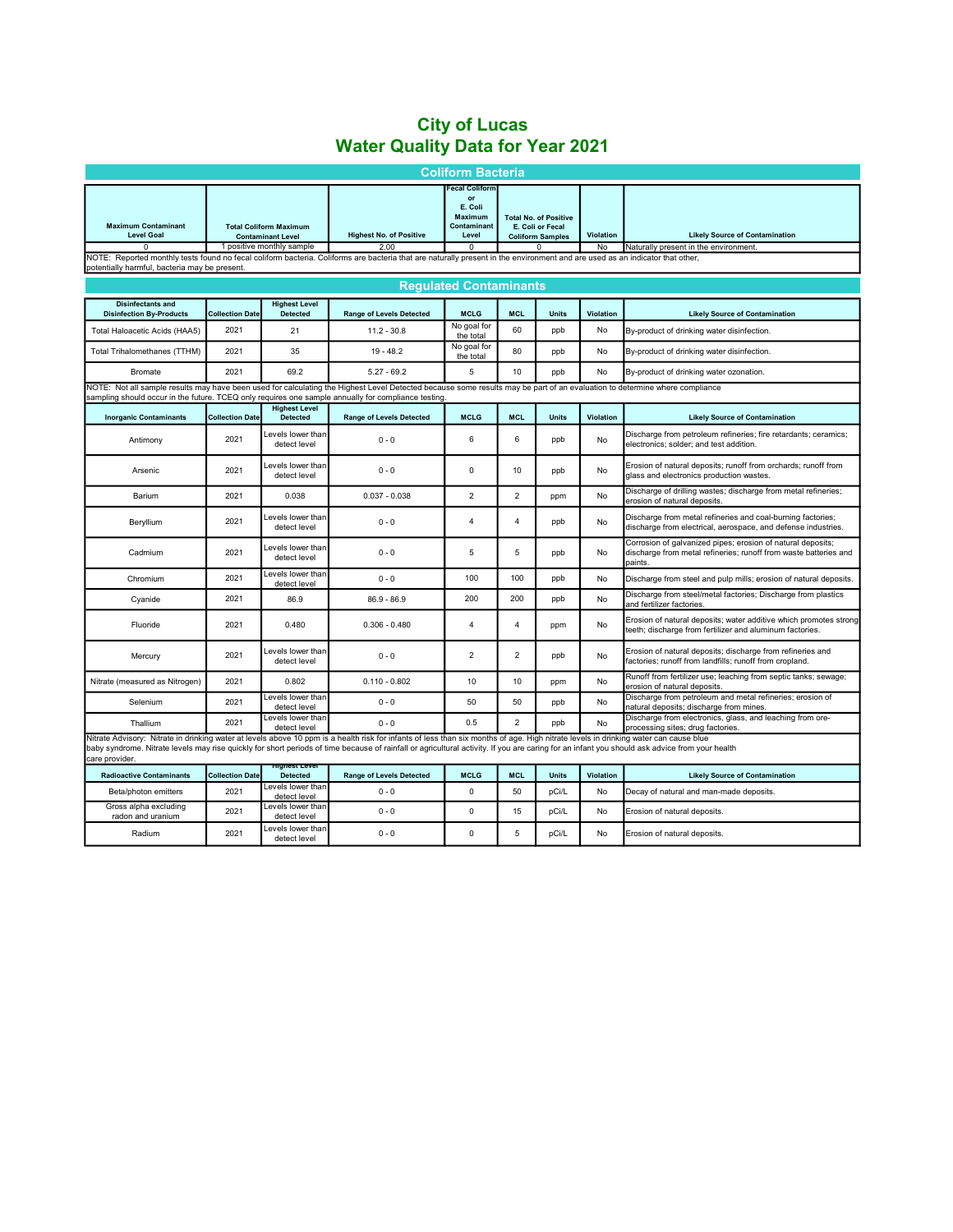# City of Lucas
# Water Quality Data for Year 2021

## Coliform Bacteria

| Maximum Contaminant Level Goal | Total Coliform Maximum Contaminant Level | Highest No. of Positive | Fecal Coliform or E. Coli Maximum Contaminant Level | Total No. of Positive E. Coli or Fecal Coliform Samples | Violation | Likely Source of Contamination |
|---|---|---|---|---|---|---|
| 0 | 1 positive monthly sample | 2.00 | 0 | 0 | No | Naturally present in the environment. |

NOTE: Reported monthly tests found no fecal coliform bacteria. Coliforms are bacteria that are naturally present in the environment and are used as an indicator that other, potentially harmful, bacteria may be present.

## Regulated Contaminants

| Disinfectants and Disinfection By-Products | Collection Date | Highest Level Detected | Range of Levels Detected | MCLG | MCL | Units | Violation | Likely Source of Contamination |
|---|---|---|---|---|---|---|---|---|
| Total Haloacetic Acids (HAA5) | 2021 | 21 | 11.2 - 30.8 | No goal for the total | 60 | ppb | No | By-product of drinking water disinfection. |
| Total Trihalomethanes (TTHM) | 2021 | 35 | 19 - 48.2 | No goal for the total | 80 | ppb | No | By-product of drinking water disinfection. |
| Bromate | 2021 | 69.2 | 5.27 - 69.2 | 5 | 10 | ppb | No | By-product of drinking water ozonation. |

NOTE: Not all sample results may have been used for calculating the Highest Level Detected because some results may be part of an evaluation to determine where compliance sampling should occur in the future. TCEQ only requires one sample annually for compliance testing.

| Inorganic Contaminants | Collection Date | Highest Level Detected | Range of Levels Detected | MCLG | MCL | Units | Violation | Likely Source of Contamination |
|---|---|---|---|---|---|---|---|---|
| Antimony | 2021 | Levels lower than detect level | 0 - 0 | 6 | 6 | ppb | No | Discharge from petroleum refineries; fire retardants; ceramics; electronics; solder; and test addition. |
| Arsenic | 2021 | Levels lower than detect level | 0 - 0 | 0 | 10 | ppb | No | Erosion of natural deposits; runoff from orchards; runoff from glass and electronics production wastes. |
| Barium | 2021 | 0.038 | 0.037 - 0.038 | 2 | 2 | ppm | No | Discharge of drilling wastes; discharge from metal refineries; erosion of natural deposits. |
| Beryllium | 2021 | Levels lower than detect level | 0 - 0 | 4 | 4 | ppb | No | Discharge from metal refineries and coal-burning factories; discharge from electrical, aerospace, and defense industries. |
| Cadmium | 2021 | Levels lower than detect level | 0 - 0 | 5 | 5 | ppb | No | Corrosion of galvanized pipes; erosion of natural deposits; discharge from metal refineries; runoff from waste batteries and paints. |
| Chromium | 2021 | Levels lower than detect level | 0 - 0 | 100 | 100 | ppb | No | Discharge from steel and pulp mills; erosion of natural deposits. |
| Cyanide | 2021 | 86.9 | 86.9 - 86.9 | 200 | 200 | ppb | No | Discharge from steel/metal factories; Discharge from plastics and fertilizer factories. |
| Fluoride | 2021 | 0.480 | 0.306 - 0.480 | 4 | 4 | ppm | No | Erosion of natural deposits; water additive which promotes strong teeth; discharge from fertilizer and aluminum factories. |
| Mercury | 2021 | Levels lower than detect level | 0 - 0 | 2 | 2 | ppb | No | Erosion of natural deposits; discharge from refineries and factories; runoff from landfills; runoff from cropland. |
| Nitrate (measured as Nitrogen) | 2021 | 0.802 | 0.110 - 0.802 | 10 | 10 | ppm | No | Runoff from fertilizer use; leaching from septic tanks; sewage; erosion of natural deposits. |
| Selenium | 2021 | Levels lower than detect level | 0 - 0 | 50 | 50 | ppb | No | Discharge from petroleum and metal refineries; erosion of natural deposits; discharge from mines. |
| Thallium | 2021 | Levels lower than detect level | 0 - 0 | 0.5 | 2 | ppb | No | Discharge from electronics, glass, and leaching from ore-processing sites; drug factories. |

Nitrate Advisory: Nitrate in drinking water at levels above 10 ppm is a health risk for infants of less than six months of age. High nitrate levels in drinking water can cause blue baby syndrome. Nitrate levels may rise quickly for short periods of time because of rainfall or agricultural activity. If you are caring for an infant you should ask advice from your health care provider.

| Radioactive Contaminants | Collection Date | Highest Level Detected | Range of Levels Detected | MCLG | MCL | Units | Violation | Likely Source of Contamination |
|---|---|---|---|---|---|---|---|---|
| Beta/photon emitters | 2021 | Levels lower than detect level | 0 - 0 | 0 | 50 | pCi/L | No | Decay of natural and man-made deposits. |
| Gross alpha excluding radon and uranium | 2021 | Levels lower than detect level | 0 - 0 | 0 | 15 | pCi/L | No | Erosion of natural deposits. |
| Radium | 2021 | Levels lower than detect level | 0 - 0 | 0 | 5 | pCi/L | No | Erosion of natural deposits. |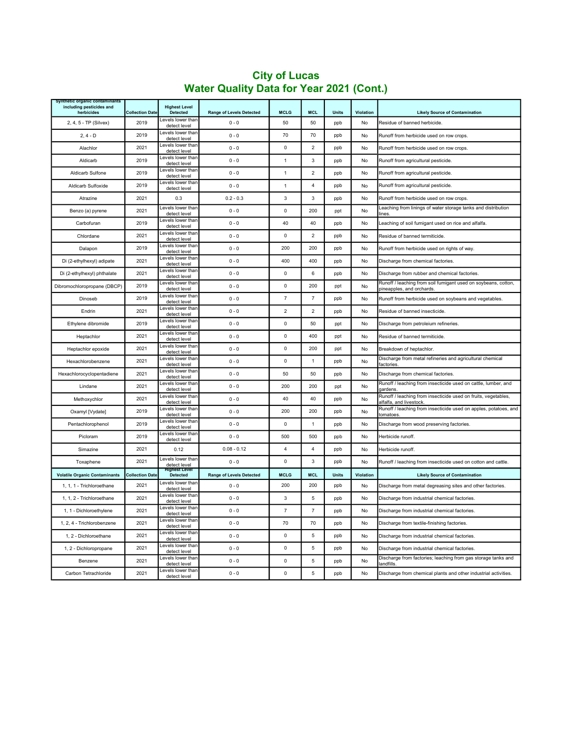# City of Lucas
## Water Quality Data for Year 2021 (Cont.)

| Synthetic organic contaminants including pesticides and herbicides | Collection Date | Highest Level Detected | Range of Levels Detected | MCLG | MCL | Units | Violation | Likely Source of Contamination |
|---|---|---|---|---|---|---|---|---|
| 2, 4, 5 - TP (Silvex) | 2019 | Levels lower than detect level | 0 - 0 | 50 | 50 | ppb | No | Residue of banned herbicide. |
| 2, 4 - D | 2019 | Levels lower than detect level | 0 - 0 | 70 | 70 | ppb | No | Runoff from herbicide used on row crops. |
| Alachlor | 2021 | Levels lower than detect level | 0 - 0 | 0 | 2 | ppb | No | Runoff from herbicide used on row crops. |
| Aldicarb | 2019 | Levels lower than detect level | 0 - 0 | 1 | 3 | ppb | No | Runoff from agricultural pesticide. |
| Aldicarb Sulfone | 2019 | Levels lower than detect level | 0 - 0 | 1 | 2 | ppb | No | Runoff from agricultural pesticide. |
| Aldicarb Sulfoxide | 2019 | Levels lower than detect level | 0 - 0 | 1 | 4 | ppb | No | Runoff from agricultural pesticide. |
| Atrazine | 2021 | 0.3 | 0.2 - 0.3 | 3 | 3 | ppb | No | Runoff from herbicide used on row crops. |
| Benzo (a) pyrene | 2021 | Levels lower than detect level | 0 - 0 | 0 | 200 | ppt | No | Leaching from linings of water storage tanks and distribution lines. |
| Carbofuran | 2019 | Levels lower than detect level | 0 - 0 | 40 | 40 | ppb | No | Leaching of soil fumigant used on rice and alfalfa. |
| Chlordane | 2021 | Levels lower than detect level | 0 - 0 | 0 | 2 | ppb | No | Residue of banned termiticide. |
| Dalapon | 2019 | Levels lower than detect level | 0 - 0 | 200 | 200 | ppb | No | Runoff from herbicide used on rights of way. |
| Di (2-ethylhexyl) adipate | 2021 | Levels lower than detect level | 0 - 0 | 400 | 400 | ppb | No | Discharge from chemical factories. |
| Di (2-ethylhexyl) phthalate | 2021 | Levels lower than detect level | 0 - 0 | 0 | 6 | ppb | No | Discharge from rubber and chemical factories. |
| Dibromochloropropane (DBCP) | 2019 | Levels lower than detect level | 0 - 0 | 0 | 200 | ppt | No | Runoff / leaching from soil fumigant used on soybeans, cotton, pineapples, and orchards. |
| Dinoseb | 2019 | Levels lower than detect level | 0 - 0 | 7 | 7 | ppb | No | Runoff from herbicide used on soybeans and vegetables. |
| Endrin | 2021 | Levels lower than detect level | 0 - 0 | 2 | 2 | ppb | No | Residue of banned insecticide. |
| Ethylene dibromide | 2019 | Levels lower than detect level | 0 - 0 | 0 | 50 | ppt | No | Discharge from petroleum refineries. |
| Heptachlor | 2021 | Levels lower than detect level | 0 - 0 | 0 | 400 | ppt | No | Residue of banned termiticide. |
| Heptachlor epoxide | 2021 | Levels lower than detect level | 0 - 0 | 0 | 200 | ppt | No | Breakdown of heptachlor. |
| Hexachlorobenzene | 2021 | Levels lower than detect level | 0 - 0 | 0 | 1 | ppb | No | Discharge from metal refineries and agricultural chemical factories. |
| Hexachlorocyclopentadiene | 2021 | Levels lower than detect level | 0 - 0 | 50 | 50 | ppb | No | Discharge from chemical factories. |
| Lindane | 2021 | Levels lower than detect level | 0 - 0 | 200 | 200 | ppt | No | Runoff / leaching from insecticide used on cattle, lumber, and gardens. |
| Methoxychlor | 2021 | Levels lower than detect level | 0 - 0 | 40 | 40 | ppb | No | Runoff / leaching from insecticide used on fruits, vegetables, alfalfa, and livestock. |
| Oxamyl [Vydate] | 2019 | Levels lower than detect level | 0 - 0 | 200 | 200 | ppb | No | Runoff / leaching from insecticide used on apples, potatoes, and tomatoes. |
| Pentachlorophenol | 2019 | Levels lower than detect level | 0 - 0 | 0 | 1 | ppb | No | Discharge from wood preserving factories. |
| Picloram | 2019 | Levels lower than detect level | 0 - 0 | 500 | 500 | ppb | No | Herbicide runoff. |
| Simazine | 2021 | 0.12 | 0.08 - 0.12 | 4 | 4 | ppb | No | Herbicide runoff. |
| Toxaphene | 2021 | Levels lower than detect level | 0 - 0 | 0 | 3 | ppb | No | Runoff / leaching from insecticide used on cotton and cattle. |
| **Volatile Organic Contaminants** | **Collection Date** | **Highest Level Detected** | **Range of Levels Detected** | **MCLG** | **MCL** | **Units** | **Violation** | **Likely Source of Contamination** |
| 1, 1, 1 - Trichloroethane | 2021 | Levels lower than detect level | 0 - 0 | 200 | 200 | ppb | No | Discharge from metal degreasing sites and other factories. |
| 1, 1, 2 - Trichloroethane | 2021 | Levels lower than detect level | 0 - 0 | 3 | 5 | ppb | No | Discharge from industrial chemical factories. |
| 1, 1 - Dichloroethylene | 2021 | Levels lower than detect level | 0 - 0 | 7 | 7 | ppb | No | Discharge from industrial chemical factories. |
| 1, 2, 4 - Trichlorobenzene | 2021 | Levels lower than detect level | 0 - 0 | 70 | 70 | ppb | No | Discharge from textile-finishing factories. |
| 1, 2 - Dichloroethane | 2021 | Levels lower than detect level | 0 - 0 | 0 | 5 | ppb | No | Discharge from industrial chemical factories. |
| 1, 2 - Dichloropropane | 2021 | Levels lower than detect level | 0 - 0 | 0 | 5 | ppb | No | Discharge from industrial chemical factories. |
| Benzene | 2021 | Levels lower than detect level | 0 - 0 | 0 | 5 | ppb | No | Discharge from factories; leaching from gas storage tanks and landfills. |
| Carbon Tetrachloride | 2021 | Levels lower than detect level | 0 - 0 | 0 | 5 | ppb | No | Discharge from chemical plants and other industrial activities. |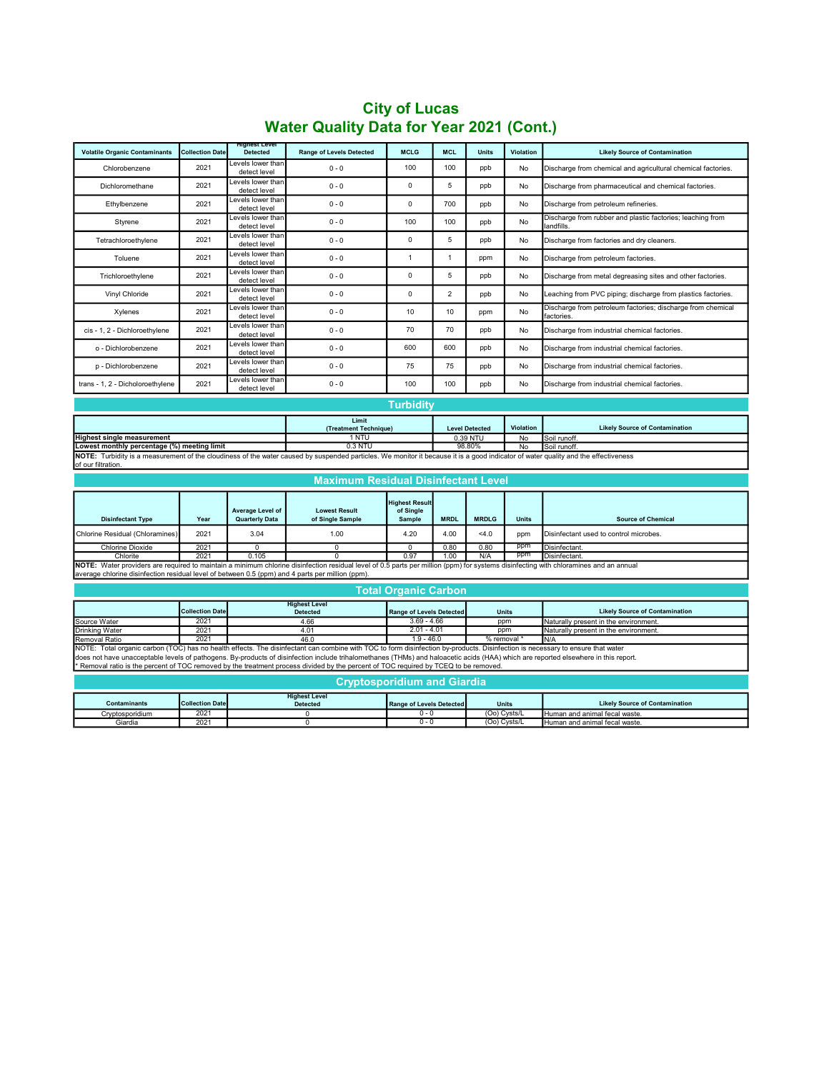# City of Lucas
# Water Quality Data for Year 2021 (Cont.)

| Volatile Organic Contaminants | Collection Date | Highest Level Detected | Range of Levels Detected | MCLG | MCL | Units | Violation | Likely Source of Contamination |
|---|---|---|---|---|---|---|---|---|
| Chlorobenzene | 2021 | Levels lower than detect level | 0 - 0 | 100 | 100 | ppb | No | Discharge from chemical and agricultural chemical factories. |
| Dichloromethane | 2021 | Levels lower than detect level | 0 - 0 | 0 | 5 | ppb | No | Discharge from pharmaceutical and chemical factories. |
| Ethylbenzene | 2021 | Levels lower than detect level | 0 - 0 | 0 | 700 | ppb | No | Discharge from petroleum refineries. |
| Styrene | 2021 | Levels lower than detect level | 0 - 0 | 100 | 100 | ppb | No | Discharge from rubber and plastic factories; leaching from landfills. |
| Tetrachloroethylene | 2021 | Levels lower than detect level | 0 - 0 | 0 | 5 | ppb | No | Discharge from factories and dry cleaners. |
| Toluene | 2021 | Levels lower than detect level | 0 - 0 | 1 | 1 | ppm | No | Discharge from petroleum factories. |
| Trichloroethylene | 2021 | Levels lower than detect level | 0 - 0 | 0 | 5 | ppb | No | Discharge from metal degreasing sites and other factories. |
| Vinyl Chloride | 2021 | Levels lower than detect level | 0 - 0 | 0 | 2 | ppb | No | Leaching from PVC piping; discharge from plastics factories. |
| Xylenes | 2021 | Levels lower than detect level | 0 - 0 | 10 | 10 | ppm | No | Discharge from petroleum factories; discharge from chemical factories. |
| cis - 1, 2 - Dichloroethylene | 2021 | Levels lower than detect level | 0 - 0 | 70 | 70 | ppb | No | Discharge from industrial chemical factories. |
| o - Dichlorobenzene | 2021 | Levels lower than detect level | 0 - 0 | 600 | 600 | ppb | No | Discharge from industrial chemical factories. |
| p - Dichlorobenzene | 2021 | Levels lower than detect level | 0 - 0 | 75 | 75 | ppb | No | Discharge from industrial chemical factories. |
| trans - 1, 2 - Dicholoroethylene | 2021 | Levels lower than detect level | 0 - 0 | 100 | 100 | ppb | No | Discharge from industrial chemical factories. |

## Turbidity

| | Limit (Treatment Technique) | Level Detected | Violation | Likely Source of Contamination |
|---|---|---|---|---|
| **Highest single measurement** | 1 NTU | 0.39 NTU | No | Soil runoff. |
| **Lowest monthly percentage (%) meeting limit** | 0.3 NTU | 98.80% | No | Soil runoff. |

**NOTE:** Turbidity is a measurement of the cloudiness of the water caused by suspended particles. We monitor it because it is a good indicator of water quality and the effectiveness of our filtration.

## Maximum Residual Disinfectant Level

| Disinfectant Type | Year | Average Level of Quarterly Data | Lowest Result of Single Sample | Highest Result of Single Sample | MRDL | MRDLG | Units | Source of Chemical |
|---|---|---|---|---|---|---|---|---|
| Chlorine Residual (Chloramines) | 2021 | 3.04 | 1.00 | 4.20 | 4.00 | <4.0 | ppm | Disinfectant used to control microbes. |
| Chlorine Dioxide | 2021 | 0 | 0 | 0 | 0.80 | 0.80 | ppm | Disinfectant. |
| Chlorite | 2021 | 0.105 | 0 | 0.97 | 1.00 | N/A | ppm | Disinfectant. |

**NOTE:** Water providers are required to maintain a minimum chlorine disinfection residual level of 0.5 parts per million (ppm) for systems disinfecting with chloramines and an annual average chlorine disinfection residual level of between 0.5 (ppm) and 4 parts per million (ppm).

## Total Organic Carbon

| | Collection Date | Highest Level Detected | Range of Levels Detected | Units | Likely Source of Contamination |
|---|---|---|---|---|---|
| Source Water | 2021 | 4.66 | 3.69 - 4.66 | ppm | Naturally present in the environment. |
| Drinking Water | 2021 | 4.01 | 2.01 - 4.01 | ppm | Naturally present in the environment. |
| Removal Ratio | 2021 | 46.0 | 1.9 - 46.0 | % removal * | N/A |

NOTE: Total organic carbon (TOC) has no health effects. The disinfectant can combine with TOC to form disinfection by-products. Disinfection is necessary to ensure that water does not have unacceptable levels of pathogens. By-products of disinfection include trihalomethanes (THMs) and haloacetic acids (HAA) which are reported elsewhere in this report.
* Removal ratio is the percent of TOC removed by the treatment process divided by the percent of TOC required by TCEQ to be removed.

## Cryptosporidium and Giardia

| Contaminants | Collection Date | Highest Level Detected | Range of Levels Detected | Units | Likely Source of Contamination |
|---|---|---|---|---|---|
| Cryptosporidium | 2021 | 0 | 0 - 0 | (Oo) Cysts/L | Human and animal fecal waste. |
| Giardia | 2021 | 0 | 0 - 0 | (Oo) Cysts/L | Human and animal fecal waste. |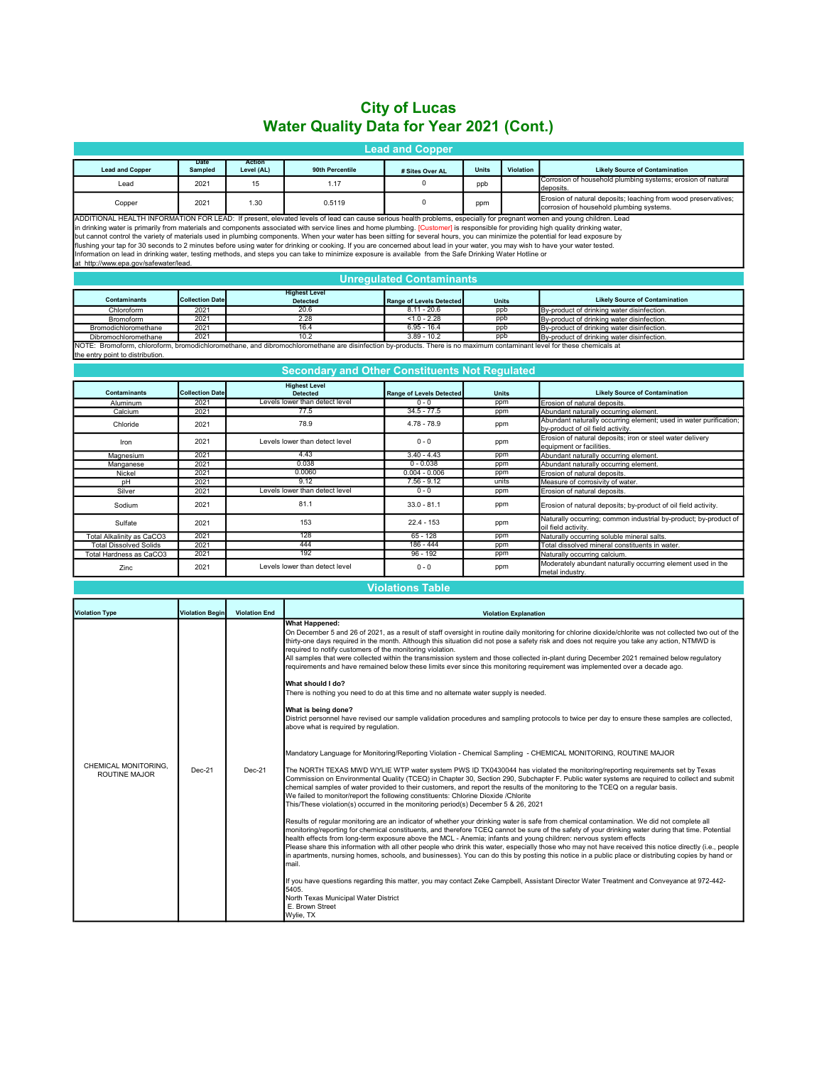# City of Lucas
# Water Quality Data for Year 2021 (Cont.)

## Lead and Copper

| Lead and Copper | Date Sampled | Action Level (AL) | 90th Percentile | # Sites Over AL | Units | Violation | Likely Source of Contamination |
|---|---|---|---|---|---|---|---|
| Lead | 2021 | 15 | 1.17 | 0 | ppb | | Corrosion of household plumbing systems; erosion of natural deposits. |
| Copper | 2021 | 1.30 | 0.5119 | 0 | ppm | | Erosion of natural deposits; leaching from wood preservatives; corrosion of household plumbing systems. |

ADDITIONAL HEALTH INFORMATION FOR LEAD: If present, elevated levels of lead can cause serious health problems, especially for pregnant women and young children. Lead in drinking water is primarily from materials and components associated with service lines and home plumbing. [Customer] is responsible for providing high quality drinking water, but cannot control the variety of materials used in plumbing components. When your water has been sitting for several hours, you can minimize the potential for lead exposure by flushing your tap for 30 seconds to 2 minutes before using water for drinking or cooking. If you are concerned about lead in your water, you may wish to have your water tested. Information on lead in drinking water, testing methods, and steps you can take to minimize exposure is available from the Safe Drinking Water Hotline or at http://www.epa.gov/safewater/lead.

## Unregulated Contaminants

| Contaminants | Collection Date | Highest Level Detected | Range of Levels Detected | Units | Likely Source of Contamination |
|---|---|---|---|---|---|
| Chloroform | 2021 | 20.6 | 8.11 - 20.6 | ppb | By-product of drinking water disinfection. |
| Bromoform | 2021 | 2.28 | <1.0 - 2.28 | ppb | By-product of drinking water disinfection. |
| Bromodichloromethane | 2021 | 16.4 | 6.95 - 16.4 | ppb | By-product of drinking water disinfection. |
| Dibromochloromethane | 2021 | 10.2 | 3.89 - 10.2 | ppb | By-product of drinking water disinfection. |

NOTE: Bromoform, chloroform, bromodichloromethane, and dibromochloromethane are disinfection by-products. There is no maximum contaminant level for these chemicals at the entry point to distribution.

## Secondary and Other Constituents Not Regulated

| Contaminants | Collection Date | Highest Level Detected | Range of Levels Detected | Units | Likely Source of Contamination |
|---|---|---|---|---|---|
| Aluminum | 2021 | Levels lower than detect level | 0 - 0 | ppm | Erosion of natural deposits. |
| Calcium | 2021 | 77.5 | 34.5 - 77.5 | ppm | Abundant naturally occurring element. |
| Chloride | 2021 | 78.9 | 4.78 - 78.9 | ppm | Abundant naturally occurring element; used in water purification; by-product of oil field activity. |
| Iron | 2021 | Levels lower than detect level | 0 - 0 | ppm | Erosion of natural deposits; iron or steel water delivery equipment or facilities. |
| Magnesium | 2021 | 4.43 | 3.40 - 4.43 | ppm | Abundant naturally occurring element. |
| Manganese | 2021 | 0.038 | 0 - 0.038 | ppm | Abundant naturally occurring element. |
| Nickel | 2021 | 0.0060 | 0.004 - 0.006 | ppm | Erosion of natural deposits. |
| pH | 2021 | 9.12 | 7.56 - 9.12 | units | Measure of corrosivity of water. |
| Silver | 2021 | Levels lower than detect level | 0 - 0 | ppm | Erosion of natural deposits. |
| Sodium | 2021 | 81.1 | 33.0 - 81.1 | ppm | Erosion of natural deposits; by-product of oil field activity. |
| Sulfate | 2021 | 153 | 22.4 - 153 | ppm | Naturally occurring; common industrial by-product; by-product of oil field activity. |
| Total Alkalinity as CaCO3 | 2021 | 128 | 65 - 128 | ppm | Naturally occurring soluble mineral salts. |
| Total Dissolved Solids | 2021 | 444 | 186 - 444 | ppm | Total dissolved mineral constituents in water. |
| Total Hardness as CaCO3 | 2021 | 192 | 96 - 192 | ppm | Naturally occurring calcium. |
| Zinc | 2021 | Levels lower than detect level | 0 - 0 | ppm | Moderately abundant naturally occurring element used in the metal industry. |

## Violations Table

| Violation Type | Violation Begin | Violation End | Violation Explanation |
|---|---|---|---|
| CHEMICAL MONITORING, ROUTINE MAJOR | Dec-21 | Dec-21 | **What Happened:** On December 5 and 26 of 2021, as a result of staff oversight in routine daily monitoring for chlorine dioxide/chlorite was not collected two out of the thirty-one days required in the month. Although this situation did not pose a safety risk and does not require you take any action, NTMWD is required to notify customers of the monitoring violation. All samples that were collected within the transmission system and those collected in-plant during December 2021 remained below regulatory requirements and have remained below these limits ever since this monitoring requirement was implemented over a decade ago. **What should I do?** There is nothing you need to do at this time and no alternate water supply is needed. **What is being done?** District personnel have revised our sample validation procedures and sampling protocols to twice per day to ensure these samples are collected, above what is required by regulation. Mandatory Language for Monitoring/Reporting Violation - Chemical Sampling - CHEMICAL MONITORING, ROUTINE MAJOR The NORTH TEXAS MWD WYLIE WTP water system PWS ID TX0430044 has violated the monitoring/reporting requirements set by Texas Commission on Environmental Quality (TCEQ) in Chapter 30, Section 290, Subchapter F. Public water systems are required to collect and submit chemical samples of water provided to their customers, and report the results of the monitoring to the TCEQ on a regular basis. We failed to monitor/report the following constituents: Chlorine Dioxide /Chlorite This/These violation(s) occurred in the monitoring period(s) December 5 & 26, 2021 Results of regular monitoring are an indicator of whether your drinking water is safe from chemical contamination. We did not complete all monitoring/reporting for chemical constituents, and therefore TCEQ cannot be sure of the safety of your drinking water during that time. Potential health effects from long-term exposure above the MCL - Anemia; infants and young children: nervous system effects Please share this information with all other people who drink this water, especially those who may not have received this notice directly (i.e., people in apartments, nursing homes, schools, and businesses). You can do this by posting this notice in a public place or distributing copies by hand or mail. If you have questions regarding this matter, you may contact Zeke Campbell, Assistant Director Water Treatment and Conveyance at 972-442-5405. North Texas Municipal Water District E. Brown Street Wylie, TX |